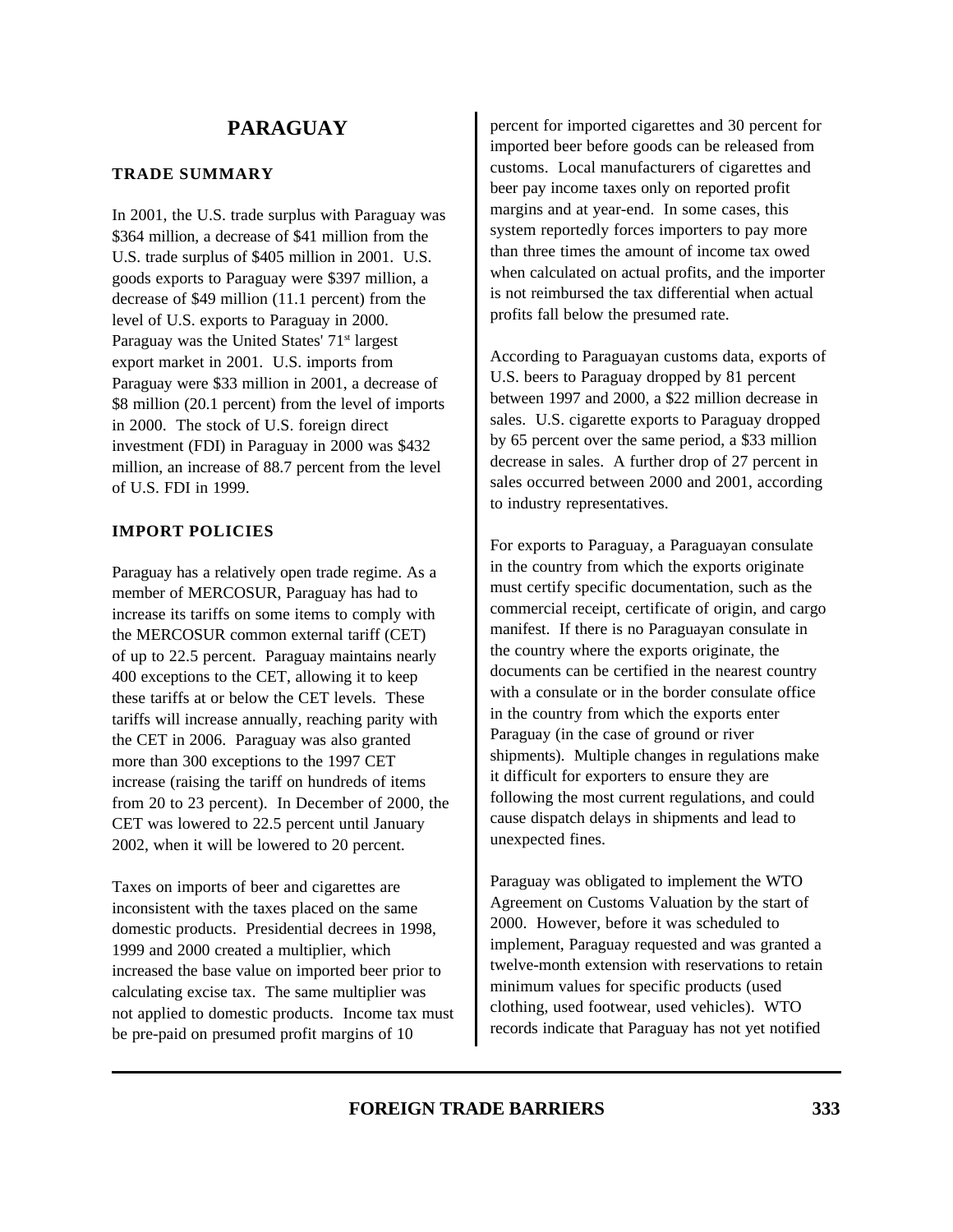# PARAGUAY

## TRADE SUMMARY

In 2001, the U.S. trade surplus with Paraguay was $364 million, a decrease of $41 million from the U.S. trade surplus of $405 million in 2001. U.S. goods exports to Paraguay were $397 million, a decrease of $49 million (11.1 percent) from the level of U.S. exports to Paraguay in 2000. Paraguay was the United States' 71st largest export market in 2001. U.S. imports from Paraguay were $33 million in 2001, a decrease of $8 million (20.1 percent) from the level of imports in 2000. The stock of U.S. foreign direct investment (FDI) in Paraguay in 2000 was $432 million, an increase of 88.7 percent from the level of U.S. FDI in 1999.

## IMPORT POLICIES

Paraguay has a relatively open trade regime. As a member of MERCOSUR, Paraguay has had to increase its tariffs on some items to comply with the MERCOSUR common external tariff (CET) of up to 22.5 percent. Paraguay maintains nearly 400 exceptions to the CET, allowing it to keep these tariffs at or below the CET levels. These tariffs will increase annually, reaching parity with the CET in 2006. Paraguay was also granted more than 300 exceptions to the 1997 CET increase (raising the tariff on hundreds of items from 20 to 23 percent). In December of 2000, the CET was lowered to 22.5 percent until January 2002, when it will be lowered to 20 percent.

Taxes on imports of beer and cigarettes are inconsistent with the taxes placed on the same domestic products. Presidential decrees in 1998, 1999 and 2000 created a multiplier, which increased the base value on imported beer prior to calculating excise tax. The same multiplier was not applied to domestic products. Income tax must be pre-paid on presumed profit margins of 10 percent for imported cigarettes and 30 percent for imported beer before goods can be released from customs. Local manufacturers of cigarettes and beer pay income taxes only on reported profit margins and at year-end. In some cases, this system reportedly forces importers to pay more than three times the amount of income tax owed when calculated on actual profits, and the importer is not reimbursed the tax differential when actual profits fall below the presumed rate.

According to Paraguayan customs data, exports of U.S. beers to Paraguay dropped by 81 percent between 1997 and 2000, a $22 million decrease in sales. U.S. cigarette exports to Paraguay dropped by 65 percent over the same period, a $33 million decrease in sales. A further drop of 27 percent in sales occurred between 2000 and 2001, according to industry representatives.

For exports to Paraguay, a Paraguayan consulate in the country from which the exports originate must certify specific documentation, such as the commercial receipt, certificate of origin, and cargo manifest. If there is no Paraguayan consulate in the country where the exports originate, the documents can be certified in the nearest country with a consulate or in the border consulate office in the country from which the exports enter Paraguay (in the case of ground or river shipments). Multiple changes in regulations make it difficult for exporters to ensure they are following the most current regulations, and could cause dispatch delays in shipments and lead to unexpected fines.

Paraguay was obligated to implement the WTO Agreement on Customs Valuation by the start of 2000. However, before it was scheduled to implement, Paraguay requested and was granted a twelve-month extension with reservations to retain minimum values for specific products (used clothing, used footwear, used vehicles). WTO records indicate that Paraguay has not yet notified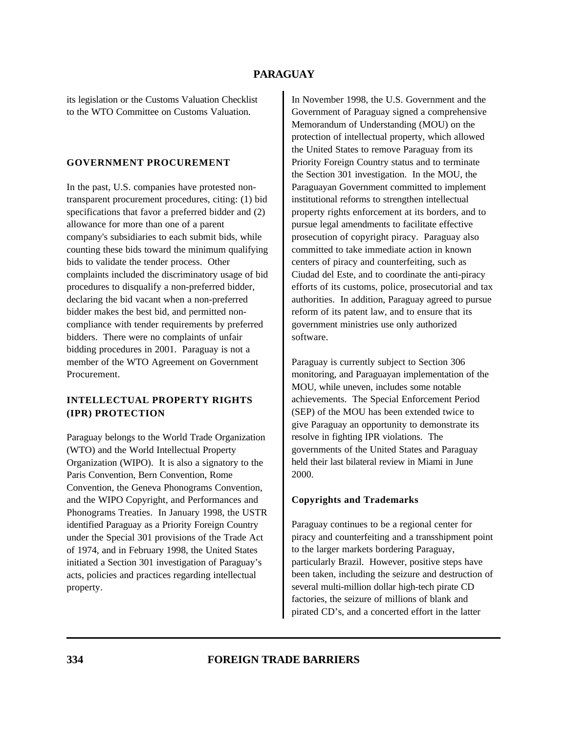its legislation or the Customs Valuation Checklist to the WTO Committee on Customs Valuation.

## GOVERNMENT PROCUREMENT

In the past, U.S. companies have protested non-transparent procurement procedures, citing: (1) bid specifications that favor a preferred bidder and (2) allowance for more than one of a parent company's subsidiaries to each submit bids, while counting these bids toward the minimum qualifying bids to validate the tender process. Other complaints included the discriminatory usage of bid procedures to disqualify a non-preferred bidder, declaring the bid vacant when a non-preferred bidder makes the best bid, and permitted non-compliance with tender requirements by preferred bidders. There were no complaints of unfair bidding procedures in 2001. Paraguay is not a member of the WTO Agreement on Government Procurement.

## INTELLECTUAL PROPERTY RIGHTS (IPR) PROTECTION

Paraguay belongs to the World Trade Organization (WTO) and the World Intellectual Property Organization (WIPO). It is also a signatory to the Paris Convention, Bern Convention, Rome Convention, the Geneva Phonograms Convention, and the WIPO Copyright, and Performances and Phonograms Treaties. In January 1998, the USTR identified Paraguay as a Priority Foreign Country under the Special 301 provisions of the Trade Act of 1974, and in February 1998, the United States initiated a Section 301 investigation of Paraguay's acts, policies and practices regarding intellectual property.

In November 1998, the U.S. Government and the Government of Paraguay signed a comprehensive Memorandum of Understanding (MOU) on the protection of intellectual property, which allowed the United States to remove Paraguay from its Priority Foreign Country status and to terminate the Section 301 investigation. In the MOU, the Paraguayan Government committed to implement institutional reforms to strengthen intellectual property rights enforcement at its borders, and to pursue legal amendments to facilitate effective prosecution of copyright piracy. Paraguay also committed to take immediate action in known centers of piracy and counterfeiting, such as Ciudad del Este, and to coordinate the anti-piracy efforts of its customs, police, prosecutorial and tax authorities. In addition, Paraguay agreed to pursue reform of its patent law, and to ensure that its government ministries use only authorized software.

Paraguay is currently subject to Section 306 monitoring, and Paraguayan implementation of the MOU, while uneven, includes some notable achievements. The Special Enforcement Period (SEP) of the MOU has been extended twice to give Paraguay an opportunity to demonstrate its resolve in fighting IPR violations. The governments of the United States and Paraguay held their last bilateral review in Miami in June 2000.

### Copyrights and Trademarks

Paraguay continues to be a regional center for piracy and counterfeiting and a transshipment point to the larger markets bordering Paraguay, particularly Brazil. However, positive steps have been taken, including the seizure and destruction of several multi-million dollar high-tech pirate CD factories, the seizure of millions of blank and pirated CD's, and a concerted effort in the latter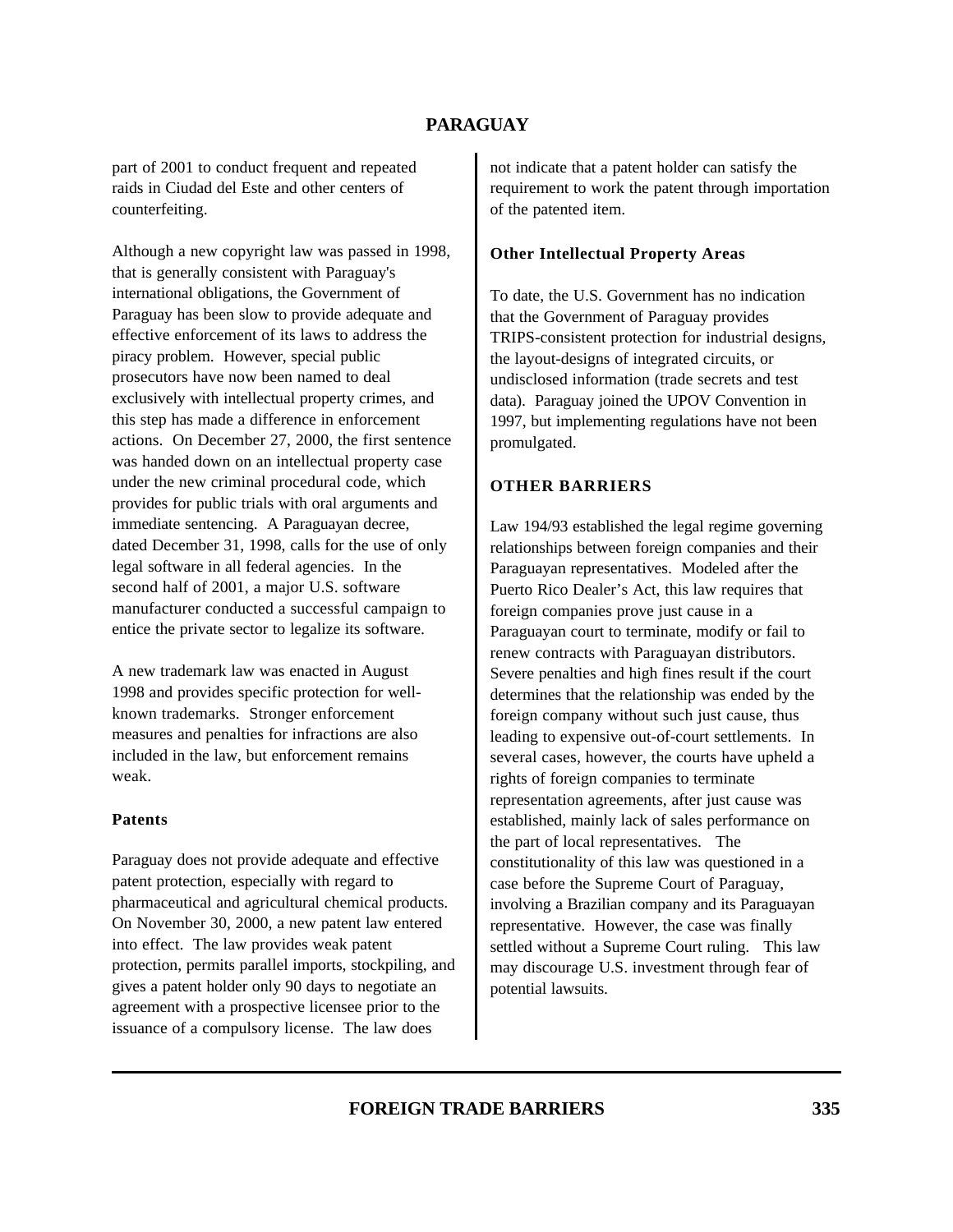part of 2001 to conduct frequent and repeated raids in Ciudad del Este and other centers of counterfeiting.

Although a new copyright law was passed in 1998, that is generally consistent with Paraguay's international obligations, the Government of Paraguay has been slow to provide adequate and effective enforcement of its laws to address the piracy problem. However, special public prosecutors have now been named to deal exclusively with intellectual property crimes, and this step has made a difference in enforcement actions. On December 27, 2000, the first sentence was handed down on an intellectual property case under the new criminal procedural code, which provides for public trials with oral arguments and immediate sentencing. A Paraguayan decree, dated December 31, 1998, calls for the use of only legal software in all federal agencies. In the second half of 2001, a major U.S. software manufacturer conducted a successful campaign to entice the private sector to legalize its software.

A new trademark law was enacted in August 1998 and provides specific protection for well-known trademarks. Stronger enforcement measures and penalties for infractions are also included in the law, but enforcement remains weak.

**Patents**

Paraguay does not provide adequate and effective patent protection, especially with regard to pharmaceutical and agricultural chemical products. On November 30, 2000, a new patent law entered into effect. The law provides weak patent protection, permits parallel imports, stockpiling, and gives a patent holder only 90 days to negotiate an agreement with a prospective licensee prior to the issuance of a compulsory license. The law does not indicate that a patent holder can satisfy the requirement to work the patent through importation of the patented item.

**Other Intellectual Property Areas**

To date, the U.S. Government has no indication that the Government of Paraguay provides TRIPS-consistent protection for industrial designs, the layout-designs of integrated circuits, or undisclosed information (trade secrets and test data). Paraguay joined the UPOV Convention in 1997, but implementing regulations have not been promulgated.

## OTHER BARRIERS

Law 194/93 established the legal regime governing relationships between foreign companies and their Paraguayan representatives. Modeled after the Puerto Rico Dealer's Act, this law requires that foreign companies prove just cause in a Paraguayan court to terminate, modify or fail to renew contracts with Paraguayan distributors. Severe penalties and high fines result if the court determines that the relationship was ended by the foreign company without such just cause, thus leading to expensive out-of-court settlements. In several cases, however, the courts have upheld a rights of foreign companies to terminate representation agreements, after just cause was established, mainly lack of sales performance on the part of local representatives. The constitutionality of this law was questioned in a case before the Supreme Court of Paraguay, involving a Brazilian company and its Paraguayan representative. However, the case was finally settled without a Supreme Court ruling. This law may discourage U.S. investment through fear of potential lawsuits.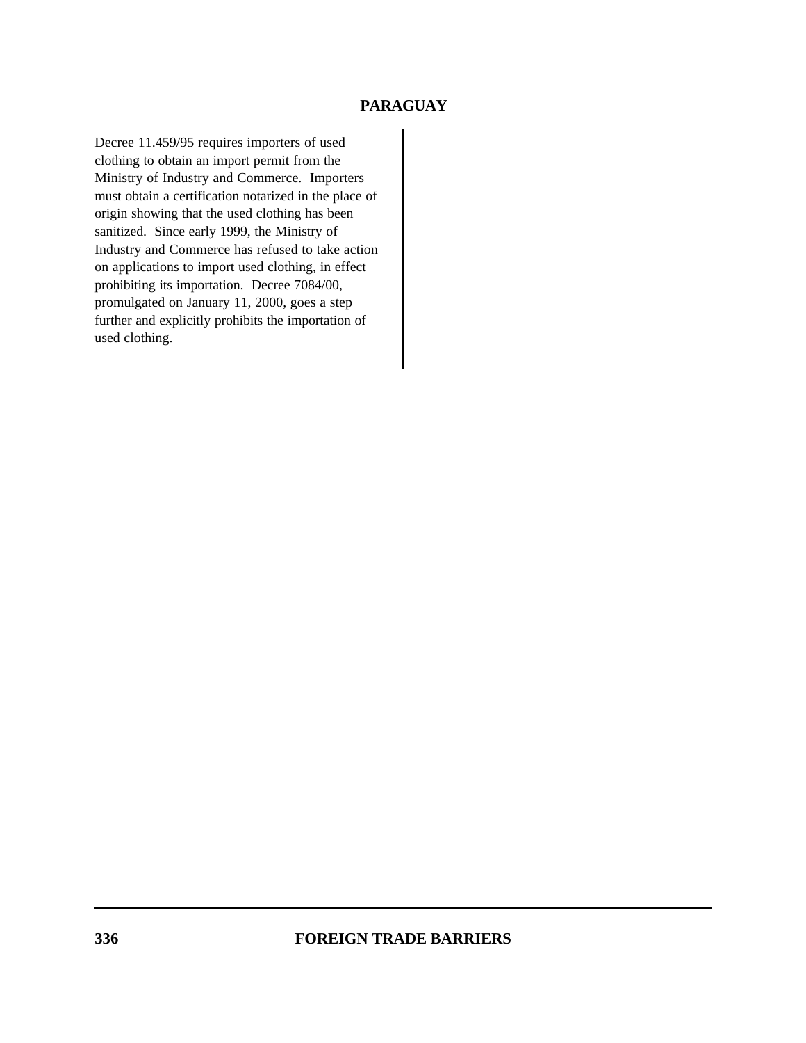Decree 11.459/95 requires importers of used clothing to obtain an import permit from the Ministry of Industry and Commerce. Importers must obtain a certification notarized in the place of origin showing that the used clothing has been sanitized. Since early 1999, the Ministry of Industry and Commerce has refused to take action on applications to import used clothing, in effect prohibiting its importation. Decree 7084/00, promulgated on January 11, 2000, goes a step further and explicitly prohibits the importation of used clothing.